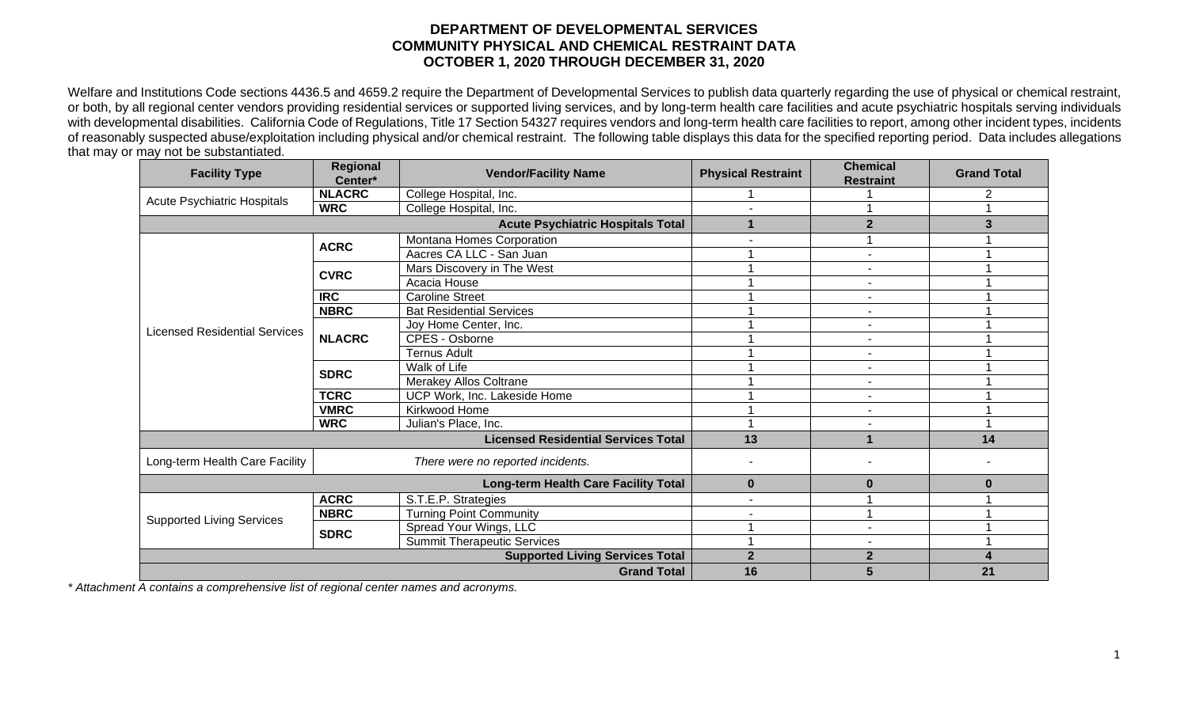# DEPARTMENT OF DEVELOPMENTAL SERVICES
## COMMUNITY PHYSICAL AND CHEMICAL RESTRAINT DATA
## OCTOBER 1, 2020 THROUGH DECEMBER 31, 2020

Welfare and Institutions Code sections 4436.5 and 4659.2 require the Department of Developmental Services to publish data quarterly regarding the use of physical or chemical restraint, or both, by all regional center vendors providing residential services or supported living services, and by long-term health care facilities and acute psychiatric hospitals serving individuals with developmental disabilities. California Code of Regulations, Title 17 Section 54327 requires vendors and long-term health care facilities to report, among other incident types, incidents of reasonably suspected abuse/exploitation including physical and/or chemical restraint. The following table displays this data for the specified reporting period. Data includes allegations that may or may not be substantiated.

| Facility Type | Regional Center* | Vendor/Facility Name | Physical Restraint | Chemical Restraint | Grand Total |
|---|---|---|---|---|---|
| Acute Psychiatric Hospitals | NLACRC | College Hospital, Inc. | 1 | 1 | 2 |
| | WRC | College Hospital, Inc. | - | 1 | 1 |
| | | **Acute Psychiatric Hospitals Total** | **1** | **2** | **3** |
| Licensed Residential Services | ACRC | Montana Homes Corporation | - | 1 | 1 |
| | | Aacres CA LLC - San Juan | 1 | - | 1 |
| | CVRC | Mars Discovery in The West | 1 | - | 1 |
| | | Acacia House | 1 | - | 1 |
| | IRC | Caroline Street | 1 | - | 1 |
| | NBRC | Bat Residential Services | 1 | - | 1 |
| | NLACRC | Joy Home Center, Inc. | 1 | - | 1 |
| | | CPES - Osborne | 1 | - | 1 |
| | | Ternus Adult | 1 | - | 1 |
| | SDRC | Walk of Life | 1 | - | 1 |
| | | Merakey Allos Coltrane | 1 | - | 1 |
| | TCRC | UCP Work, Inc. Lakeside Home | 1 | - | 1 |
| | VMRC | Kirkwood Home | 1 | - | 1 |
| | WRC | Julian's Place, Inc. | 1 | - | 1 |
| | | **Licensed Residential Services Total** | **13** | **1** | **14** |
| Long-term Health Care Facility | | *There were no reported incidents.* | - | - | - |
| | | **Long-term Health Care Facility Total** | **0** | **0** | **0** |
| Supported Living Services | ACRC | S.T.E.P. Strategies | - | 1 | 1 |
| | NBRC | Turning Point Community | - | 1 | 1 |
| | SDRC | Spread Your Wings, LLC | 1 | - | 1 |
| | | Summit Therapeutic Services | 1 | - | 1 |
| | | **Supported Living Services Total** | **2** | **2** | **4** |
| | | **Grand Total** | **16** | **5** | **21** |

*\* Attachment A contains a comprehensive list of regional center names and acronyms.*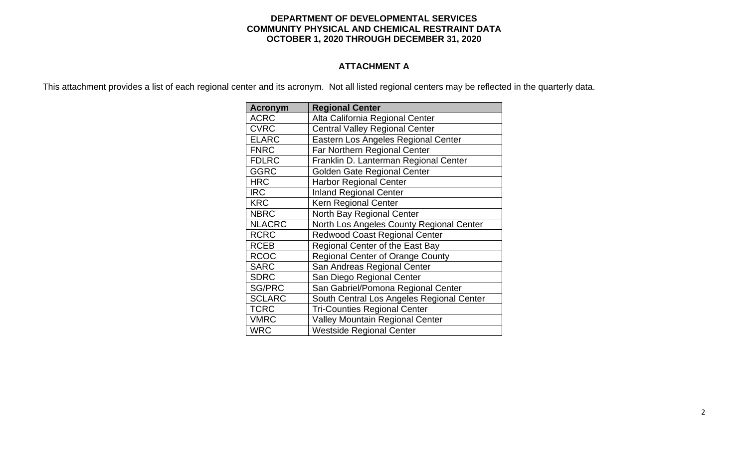**DEPARTMENT OF DEVELOPMENTAL SERVICES**
**COMMUNITY PHYSICAL AND CHEMICAL RESTRAINT DATA**
**OCTOBER 1, 2020 THROUGH DECEMBER 31, 2020**

## ATTACHMENT A

This attachment provides a list of each regional center and its acronym. Not all listed regional centers may be reflected in the quarterly data.

| Acronym | Regional Center |
|---|---|
| ACRC | Alta California Regional Center |
| CVRC | Central Valley Regional Center |
| ELARC | Eastern Los Angeles Regional Center |
| FNRC | Far Northern Regional Center |
| FDLRC | Franklin D. Lanterman Regional Center |
| GGRC | Golden Gate Regional Center |
| HRC | Harbor Regional Center |
| IRC | Inland Regional Center |
| KRC | Kern Regional Center |
| NBRC | North Bay Regional Center |
| NLACRC | North Los Angeles County Regional Center |
| RCRC | Redwood Coast Regional Center |
| RCEB | Regional Center of the East Bay |
| RCOC | Regional Center of Orange County |
| SARC | San Andreas Regional Center |
| SDRC | San Diego Regional Center |
| SG/PRC | San Gabriel/Pomona Regional Center |
| SCLARC | South Central Los Angeles Regional Center |
| TCRC | Tri-Counties Regional Center |
| VMRC | Valley Mountain Regional Center |
| WRC | Westside Regional Center |